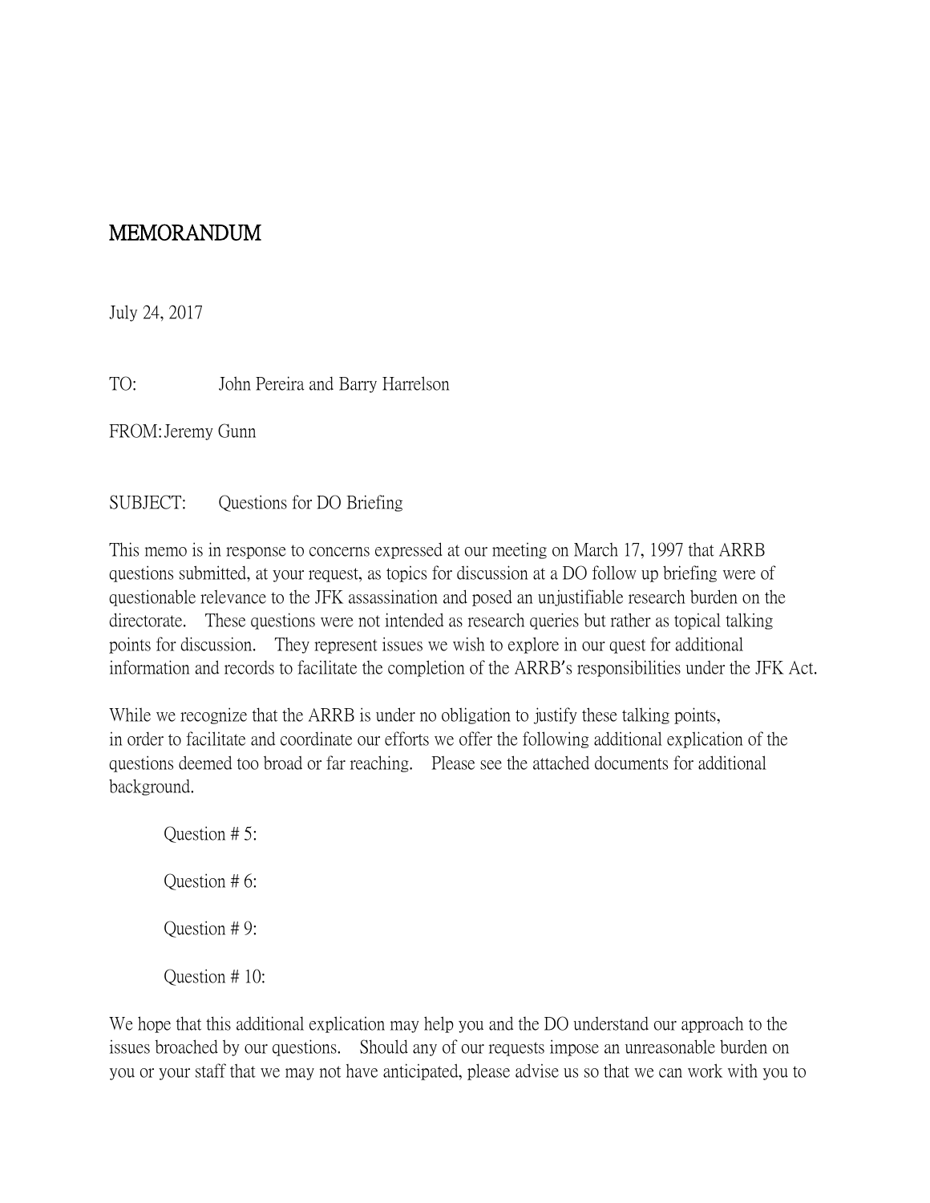# MEMORANDUM

July 24, 2017

TO: John Pereira and Barry Harrelson

FROM: Jeremy Gunn

SUBJECT: Questions for DO Briefing

This memo is in response to concerns expressed at our meeting on March 17, 1997 that ARRB questions submitted, at your request, as topics for discussion at a DO follow up briefing were of questionable relevance to the JFK assassination and posed an unjustifiable research burden on the directorate. These questions were not intended as research queries but rather as topical talking points for discussion. They represent issues we wish to explore in our quest for additional information and records to facilitate the completion of the ARRB's responsibilities under the JFK Act.

While we recognize that the ARRB is under no obligation to justify these talking points, in order to facilitate and coordinate our efforts we offer the following additional explication of the questions deemed too broad or far reaching. Please see the attached documents for additional background.

Question # 5:

Question # 6:

Question # 9:

Question # 10:

We hope that this additional explication may help you and the DO understand our approach to the issues broached by our questions. Should any of our requests impose an unreasonable burden on you or your staff that we may not have anticipated, please advise us so that we can work with you to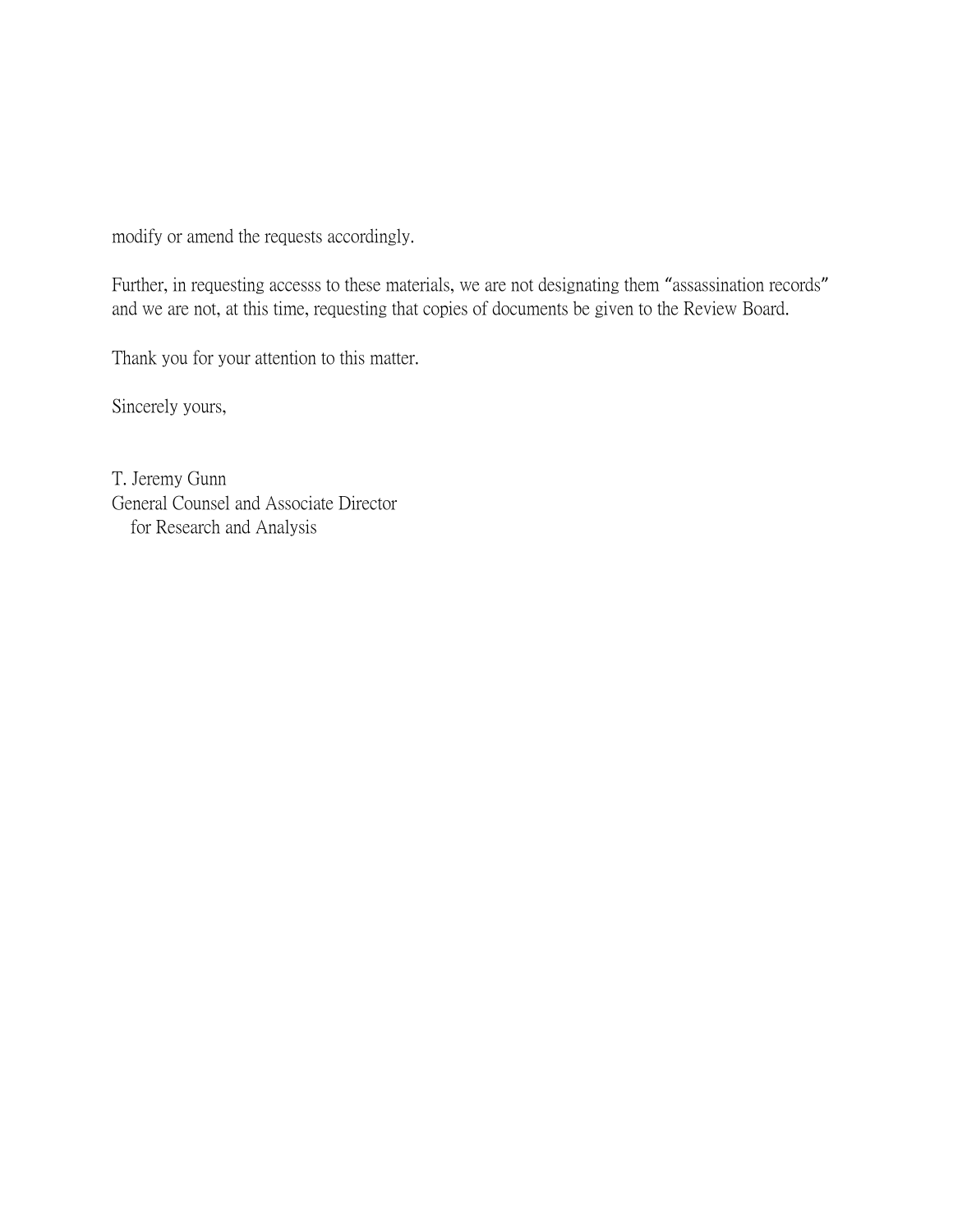modify or amend the requests accordingly.

Further, in requesting accesss to these materials, we are not designating them “assassination records” and we are not, at this time, requesting that copies of documents be given to the Review Board.

Thank you for your attention to this matter.

Sincerely yours,

T. Jeremy Gunn
General Counsel and Associate Director
for Research and Analysis